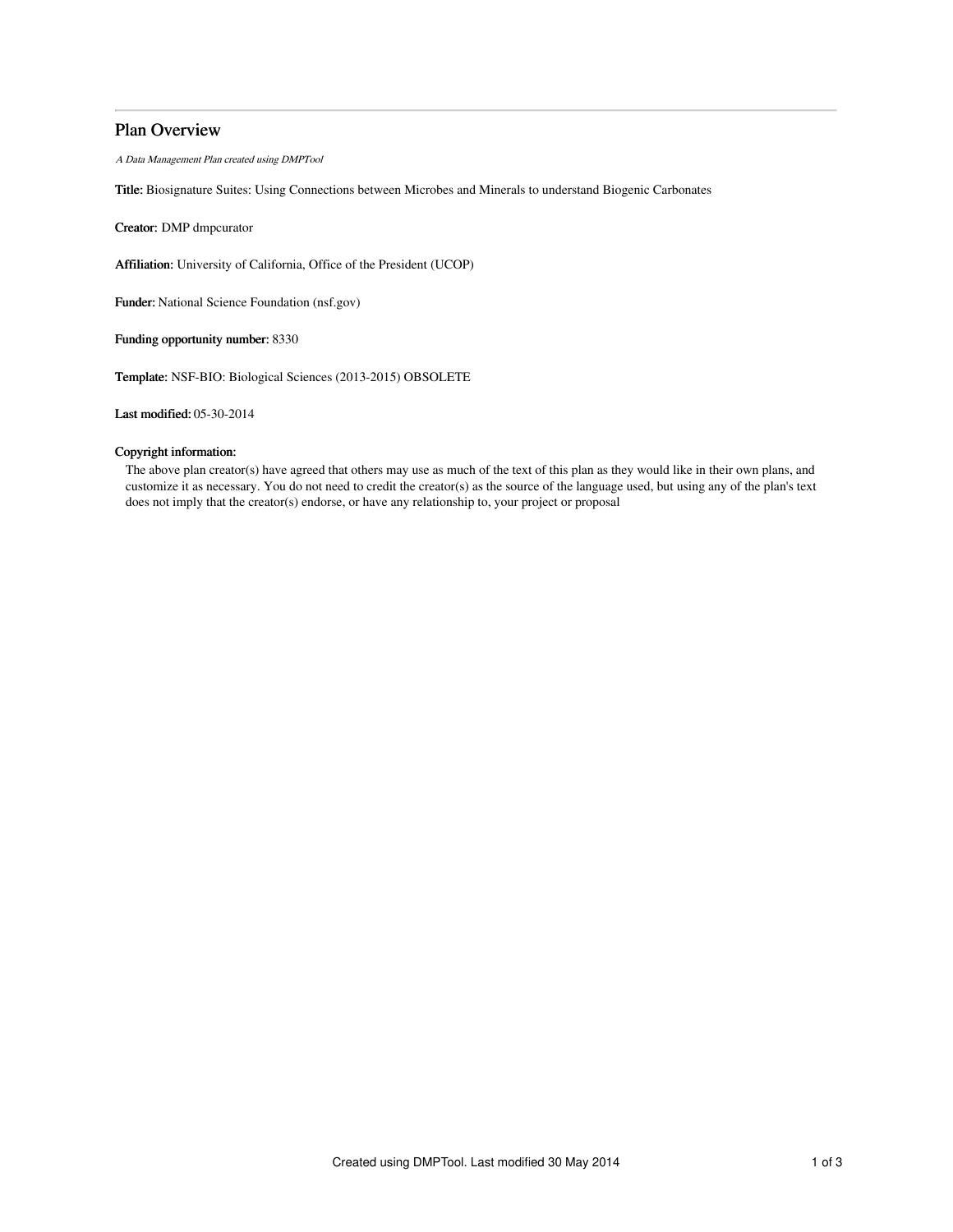# Plan Overview

*A Data Management Plan created using DMPTool*

**Title:** Biosignature Suites: Using Connections between Microbes and Minerals to understand Biogenic Carbonates

**Creator:** DMP dmpcurator

**Affiliation:** University of California, Office of the President (UCOP)

**Funder:** National Science Foundation (nsf.gov)

**Funding opportunity number:** 8330

**Template:** NSF-BIO: Biological Sciences (2013-2015) OBSOLETE

**Last modified:** 05-30-2014

**Copyright information:**

The above plan creator(s) have agreed that others may use as much of the text of this plan as they would like in their own plans, and customize it as necessary. You do not need to credit the creator(s) as the source of the language used, but using any of the plan's text does not imply that the creator(s) endorse, or have any relationship to, your project or proposal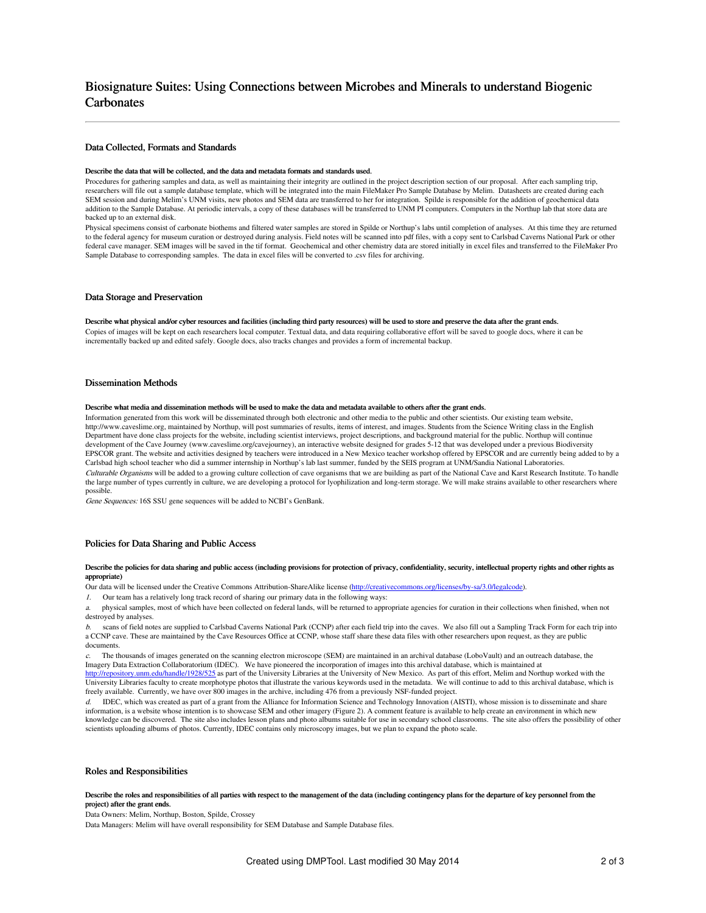# Biosignature Suites: Using Connections between Microbes and Minerals to understand Biogenic Carbonates

## Data Collected, Formats and Standards

**Describe the data that will be collected, and the data and metadata formats and standards used.**

Procedures for gathering samples and data, as well as maintaining their integrity are outlined in the project description section of our proposal. After each sampling trip, researchers will file out a sample database template, which will be integrated into the main FileMaker Pro Sample Database by Melim. Datasheets are created during each SEM session and during Melim's UNM visits, new photos and SEM data are transferred to her for integration. Spilde is responsible for the addition of geochemical data addition to the Sample Database. At periodic intervals, a copy of these databases will be transferred to UNM PI computers. Computers in the Northup lab that store data are backed up to an external disk.

Physical specimens consist of carbonate biothems and filtered water samples are stored in Spilde or Northup's labs until completion of analyses. At this time they are returned to the federal agency for museum curation or destroyed during analysis. Field notes will be scanned into pdf files, with a copy sent to Carlsbad Caverns National Park or other federal cave manager. SEM images will be saved in the tif format. Geochemical and other chemistry data are stored initially in excel files and transferred to the FileMaker Pro Sample Database to corresponding samples. The data in excel files will be converted to .csv files for archiving.

## Data Storage and Preservation

**Describe what physical and/or cyber resources and facilities (including third party resources) will be used to store and preserve the data after the grant ends.**

Copies of images will be kept on each researchers local computer. Textual data, and data requiring collaborative effort will be saved to google docs, where it can be incrementally backed up and edited safely. Google docs, also tracks changes and provides a form of incremental backup.

## Dissemination Methods

**Describe what media and dissemination methods will be used to make the data and metadata available to others after the grant ends.**

Information generated from this work will be disseminated through both electronic and other media to the public and other scientists. Our existing team website, http://www.caveslime.org, maintained by Northup, will post summaries of results, items of interest, and images. Students from the Science Writing class in the English Department have done class projects for the website, including scientist interviews, project descriptions, and background material for the public. Northup will continue development of the Cave Journey (www.caveslime.org/cavejourney), an interactive website designed for grades 5-12 that was developed under a previous Biodiversity EPSCOR grant. The website and activities designed by teachers were introduced in a New Mexico teacher workshop offered by EPSCOR and are currently being added to by a Carlsbad high school teacher who did a summer internship in Northup's lab last summer, funded by the SEIS program at UNM/Sandia National Laboratories.

*Culturable Organisms* will be added to a growing culture collection of cave organisms that we are building as part of the National Cave and Karst Research Institute. To handle the large number of types currently in culture, we are developing a protocol for lyophilization and long-term storage. We will make strains available to other researchers where possible.

*Gene Sequences:* 16S SSU gene sequences will be added to NCBI's GenBank.

## Policies for Data Sharing and Public Access

**Describe the policies for data sharing and public access (including provisions for protection of privacy, confidentiality, security, intellectual property rights and other rights as appropriate)**

Our data will be licensed under the Creative Commons Attribution-ShareAlike license (http://creativecommons.org/licenses/by-sa/3.0/legalcode).

*1.* Our team has a relatively long track record of sharing our primary data in the following ways:

*a.* physical samples, most of which have been collected on federal lands, will be returned to appropriate agencies for curation in their collections when finished, when not destroyed by analyses.

*b.* scans of field notes are supplied to Carlsbad Caverns National Park (CCNP) after each field trip into the caves. We also fill out a Sampling Track Form for each trip into a CCNP cave. These are maintained by the Cave Resources Office at CCNP, whose staff share these data files with other researchers upon request, as they are public documents.

*c.* The thousands of images generated on the scanning electron microscope (SEM) are maintained in an archival database (LoboVault) and an outreach database, the Imagery Data Extraction Collaboratorium (IDEC). We have pioneered the incorporation of images into this archival database, which is maintained at http://repository.unm.edu/handle/1928/525 as part of the University Libraries at the University of New Mexico. As part of this effort, Melim and Northup worked with the University Libraries faculty to create morphotype photos that illustrate the various keywords used in the metadata. We will continue to add to this archival database, which is freely available. Currently, we have over 800 images in the archive, including 476 from a previously NSF-funded project.

*d.* IDEC, which was created as part of a grant from the Alliance for Information Science and Technology Innovation (AISTI), whose mission is to disseminate and share information, is a website whose intention is to showcase SEM and other imagery (Figure 2). A comment feature is available to help create an environment in which new knowledge can be discovered. The site also includes lesson plans and photo albums suitable for use in secondary school classrooms. The site also offers the possibility of other scientists uploading albums of photos. Currently, IDEC contains only microscopy images, but we plan to expand the photo scale.

## Roles and Responsibilities

**Describe the roles and responsibilities of all parties with respect to the management of the data (including contingency plans for the departure of key personnel from the project) after the grant ends.**

Data Owners: Melim, Northup, Boston, Spilde, Crossey

Data Managers: Melim will have overall responsibility for SEM Database and Sample Database files.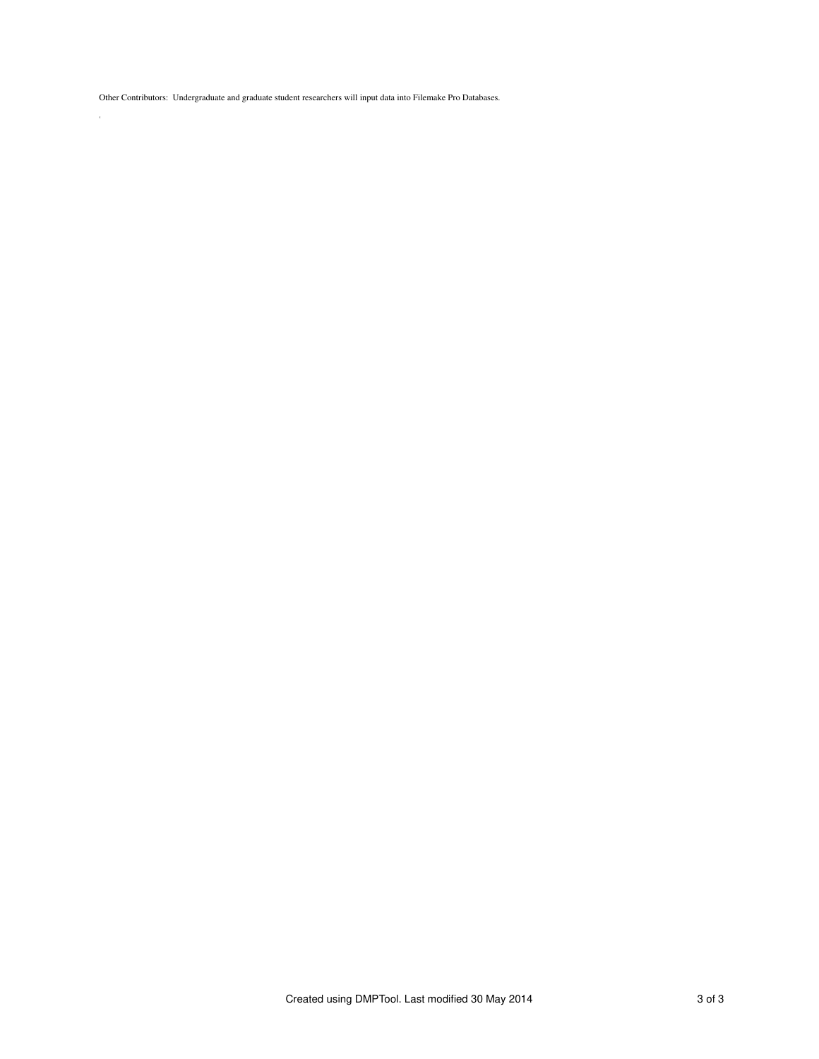Other Contributors: Undergraduate and graduate student researchers will input data into Filemake Pro Databases.